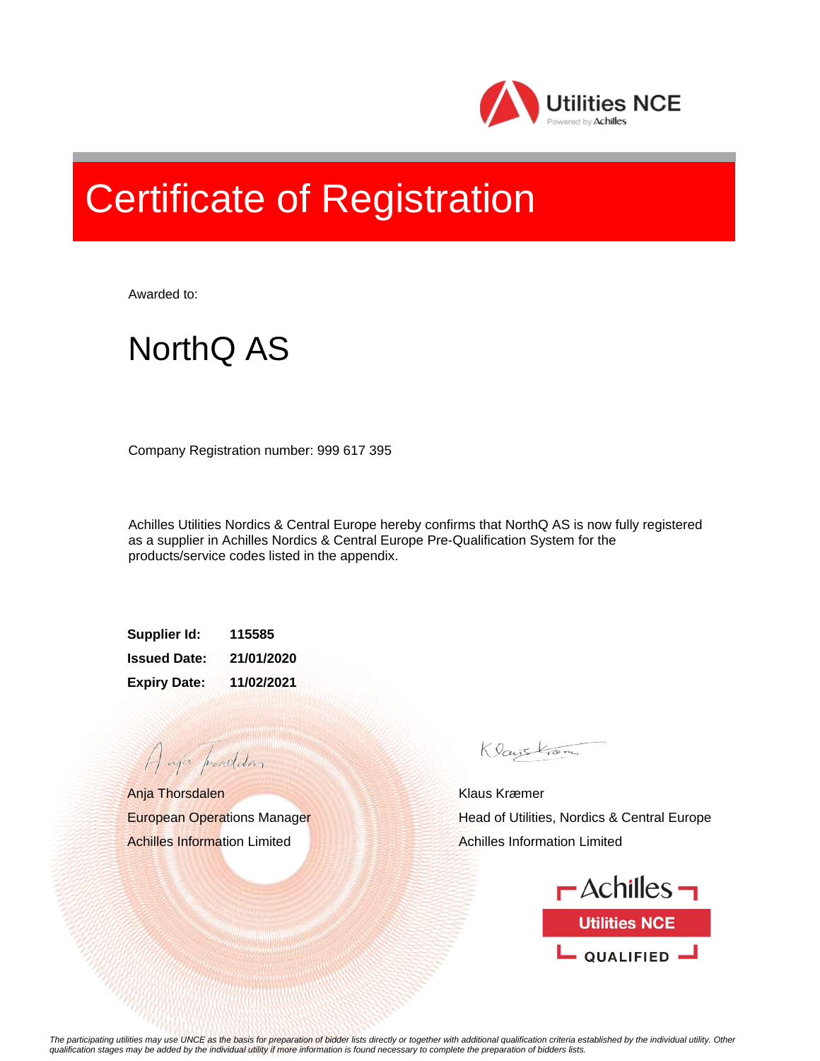Utilities NCE
Powered by Achilles

# Certificate of Registration

Awarded to:

## NorthQ AS

Company Registration number: 999 617 395

Achilles Utilities Nordics & Central Europe hereby confirms that NorthQ AS is now fully registered as a supplier in Achilles Nordics & Central Europe Pre-Qualification System for the products/service codes listed in the appendix.

**Supplier Id:** **115585**
**Issued Date:** **21/01/2020**
**Expiry Date:** **11/02/2021**

Anja Thorsdalen
European Operations Manager
Achilles Information Limited

Klaus Kræmer
Head of Utilities, Nordics & Central Europe
Achilles Information Limited

Achilles
Utilities NCE
QUALIFIED

*The participating utilities may use UNCE as the basis for preparation of bidder lists directly or together with additional qualification criteria established by the individual utility. Other qualification stages may be added by the individual utility if more information is found necessary to complete the preparation of bidders lists.*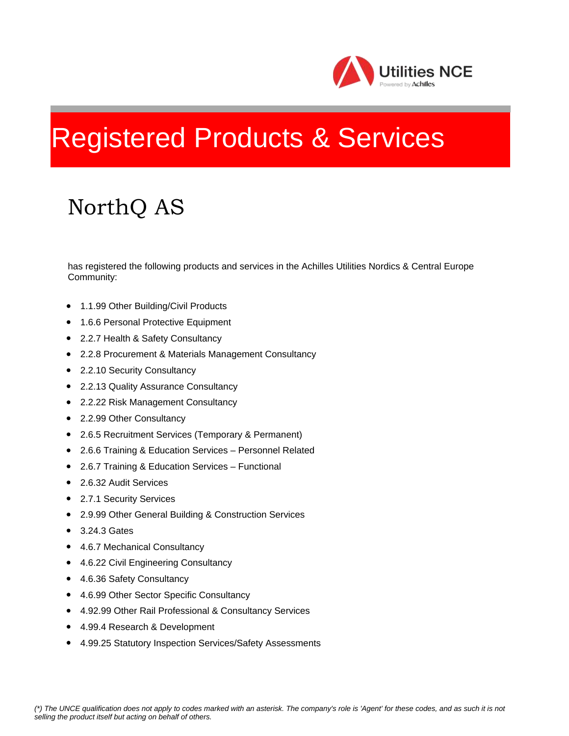# Registered Products & Services

## NorthQ AS

has registered the following products and services in the Achilles Utilities Nordics & Central Europe Community:

- 1.1.99 Other Building/Civil Products
- 1.6.6 Personal Protective Equipment
- 2.2.7 Health & Safety Consultancy
- 2.2.8 Procurement & Materials Management Consultancy
- 2.2.10 Security Consultancy
- 2.2.13 Quality Assurance Consultancy
- 2.2.22 Risk Management Consultancy
- 2.2.99 Other Consultancy
- 2.6.5 Recruitment Services (Temporary & Permanent)
- 2.6.6 Training & Education Services – Personnel Related
- 2.6.7 Training & Education Services – Functional
- 2.6.32 Audit Services
- 2.7.1 Security Services
- 2.9.99 Other General Building & Construction Services
- 3.24.3 Gates
- 4.6.7 Mechanical Consultancy
- 4.6.22 Civil Engineering Consultancy
- 4.6.36 Safety Consultancy
- 4.6.99 Other Sector Specific Consultancy
- 4.92.99 Other Rail Professional & Consultancy Services
- 4.99.4 Research & Development
- 4.99.25 Statutory Inspection Services/Safety Assessments

*(\*) The UNCE qualification does not apply to codes marked with an asterisk. The company's role is 'Agent' for these codes, and as such it is not selling the product itself but acting on behalf of others.*